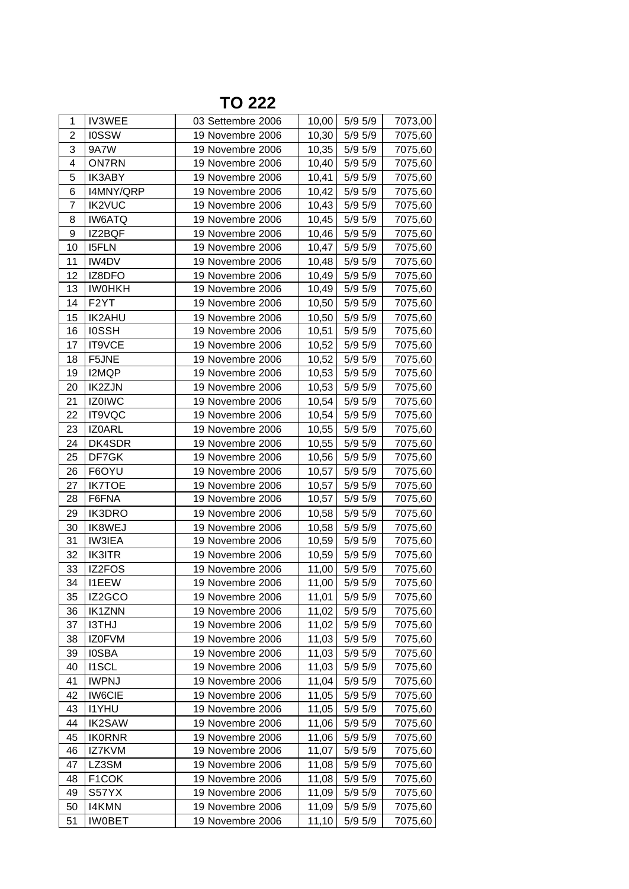# TO 222

| | | | | | |
|---|---|---|---|---|---|
| 1 | IV3WEE | 03 Settembre 2006 | 10,00 | 5/9 5/9 | 7073,00 |
| 2 | I0SSW | 19 Novembre 2006 | 10,30 | 5/9 5/9 | 7075,60 |
| 3 | 9A7W | 19 Novembre 2006 | 10,35 | 5/9 5/9 | 7075,60 |
| 4 | ON7RN | 19 Novembre 2006 | 10,40 | 5/9 5/9 | 7075,60 |
| 5 | IK3ABY | 19 Novembre 2006 | 10,41 | 5/9 5/9 | 7075,60 |
| 6 | I4MNY/QRP | 19 Novembre 2006 | 10,42 | 5/9 5/9 | 7075,60 |
| 7 | IK2VUC | 19 Novembre 2006 | 10,43 | 5/9 5/9 | 7075,60 |
| 8 | IW6ATQ | 19 Novembre 2006 | 10,45 | 5/9 5/9 | 7075,60 |
| 9 | IZ2BQF | 19 Novembre 2006 | 10,46 | 5/9 5/9 | 7075,60 |
| 10 | I5FLN | 19 Novembre 2006 | 10,47 | 5/9 5/9 | 7075,60 |
| 11 | IW4DV | 19 Novembre 2006 | 10,48 | 5/9 5/9 | 7075,60 |
| 12 | IZ8DFO | 19 Novembre 2006 | 10,49 | 5/9 5/9 | 7075,60 |
| 13 | IW0HKH | 19 Novembre 2006 | 10,49 | 5/9 5/9 | 7075,60 |
| 14 | F2YT | 19 Novembre 2006 | 10,50 | 5/9 5/9 | 7075,60 |
| 15 | IK2AHU | 19 Novembre 2006 | 10,50 | 5/9 5/9 | 7075,60 |
| 16 | I0SSH | 19 Novembre 2006 | 10,51 | 5/9 5/9 | 7075,60 |
| 17 | IT9VCE | 19 Novembre 2006 | 10,52 | 5/9 5/9 | 7075,60 |
| 18 | F5JNE | 19 Novembre 2006 | 10,52 | 5/9 5/9 | 7075,60 |
| 19 | I2MQP | 19 Novembre 2006 | 10,53 | 5/9 5/9 | 7075,60 |
| 20 | IK2ZJN | 19 Novembre 2006 | 10,53 | 5/9 5/9 | 7075,60 |
| 21 | IZ0IWC | 19 Novembre 2006 | 10,54 | 5/9 5/9 | 7075,60 |
| 22 | IT9VQC | 19 Novembre 2006 | 10,54 | 5/9 5/9 | 7075,60 |
| 23 | IZ0ARL | 19 Novembre 2006 | 10,55 | 5/9 5/9 | 7075,60 |
| 24 | DK4SDR | 19 Novembre 2006 | 10,55 | 5/9 5/9 | 7075,60 |
| 25 | DF7GK | 19 Novembre 2006 | 10,56 | 5/9 5/9 | 7075,60 |
| 26 | F6OYU | 19 Novembre 2006 | 10,57 | 5/9 5/9 | 7075,60 |
| 27 | IK7TOE | 19 Novembre 2006 | 10,57 | 5/9 5/9 | 7075,60 |
| 28 | F6FNA | 19 Novembre 2006 | 10,57 | 5/9 5/9 | 7075,60 |
| 29 | IK3DRO | 19 Novembre 2006 | 10,58 | 5/9 5/9 | 7075,60 |
| 30 | IK8WEJ | 19 Novembre 2006 | 10,58 | 5/9 5/9 | 7075,60 |
| 31 | IW3IEA | 19 Novembre 2006 | 10,59 | 5/9 5/9 | 7075,60 |
| 32 | IK3ITR | 19 Novembre 2006 | 10,59 | 5/9 5/9 | 7075,60 |
| 33 | IZ2FOS | 19 Novembre 2006 | 11,00 | 5/9 5/9 | 7075,60 |
| 34 | I1EEW | 19 Novembre 2006 | 11,00 | 5/9 5/9 | 7075,60 |
| 35 | IZ2GCO | 19 Novembre 2006 | 11,01 | 5/9 5/9 | 7075,60 |
| 36 | IK1ZNN | 19 Novembre 2006 | 11,02 | 5/9 5/9 | 7075,60 |
| 37 | I3THJ | 19 Novembre 2006 | 11,02 | 5/9 5/9 | 7075,60 |
| 38 | IZ0FVM | 19 Novembre 2006 | 11,03 | 5/9 5/9 | 7075,60 |
| 39 | I0SBA | 19 Novembre 2006 | 11,03 | 5/9 5/9 | 7075,60 |
| 40 | I1SCL | 19 Novembre 2006 | 11,03 | 5/9 5/9 | 7075,60 |
| 41 | IWPNJ | 19 Novembre 2006 | 11,04 | 5/9 5/9 | 7075,60 |
| 42 | IW6CIE | 19 Novembre 2006 | 11,05 | 5/9 5/9 | 7075,60 |
| 43 | I1YHU | 19 Novembre 2006 | 11,05 | 5/9 5/9 | 7075,60 |
| 44 | IK2SAW | 19 Novembre 2006 | 11,06 | 5/9 5/9 | 7075,60 |
| 45 | IK0RNR | 19 Novembre 2006 | 11,06 | 5/9 5/9 | 7075,60 |
| 46 | IZ7KVM | 19 Novembre 2006 | 11,07 | 5/9 5/9 | 7075,60 |
| 47 | LZ3SM | 19 Novembre 2006 | 11,08 | 5/9 5/9 | 7075,60 |
| 48 | F1COK | 19 Novembre 2006 | 11,08 | 5/9 5/9 | 7075,60 |
| 49 | S57YX | 19 Novembre 2006 | 11,09 | 5/9 5/9 | 7075,60 |
| 50 | I4KMN | 19 Novembre 2006 | 11,09 | 5/9 5/9 | 7075,60 |
| 51 | IW0BET | 19 Novembre 2006 | 11,10 | 5/9 5/9 | 7075,60 |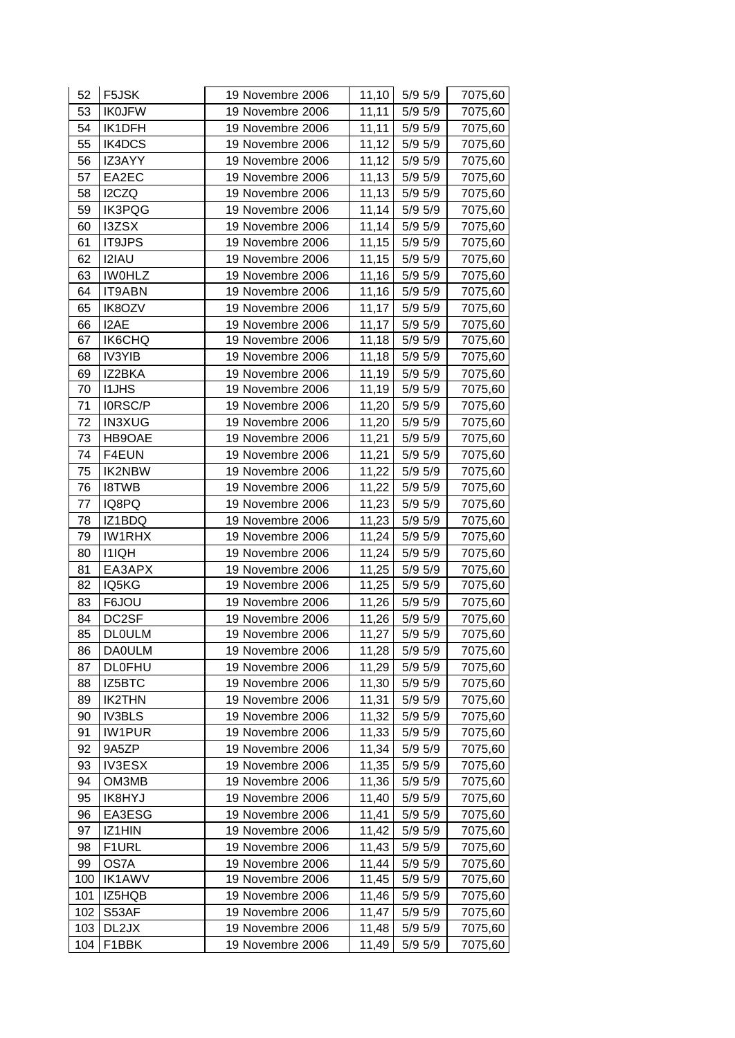| 52 | F5JSK | 19 Novembre 2006 | 11,10 | 5/9 5/9 | 7075,60 |
|---|---|---|---|---|---|
| 53 | IK0JFW | 19 Novembre 2006 | 11,11 | 5/9 5/9 | 7075,60 |
| 54 | IK1DFH | 19 Novembre 2006 | 11,11 | 5/9 5/9 | 7075,60 |
| 55 | IK4DCS | 19 Novembre 2006 | 11,12 | 5/9 5/9 | 7075,60 |
| 56 | IZ3AYY | 19 Novembre 2006 | 11,12 | 5/9 5/9 | 7075,60 |
| 57 | EA2EC | 19 Novembre 2006 | 11,13 | 5/9 5/9 | 7075,60 |
| 58 | I2CZQ | 19 Novembre 2006 | 11,13 | 5/9 5/9 | 7075,60 |
| 59 | IK3PQG | 19 Novembre 2006 | 11,14 | 5/9 5/9 | 7075,60 |
| 60 | I3ZSX | 19 Novembre 2006 | 11,14 | 5/9 5/9 | 7075,60 |
| 61 | IT9JPS | 19 Novembre 2006 | 11,15 | 5/9 5/9 | 7075,60 |
| 62 | I2IAU | 19 Novembre 2006 | 11,15 | 5/9 5/9 | 7075,60 |
| 63 | IW0HLZ | 19 Novembre 2006 | 11,16 | 5/9 5/9 | 7075,60 |
| 64 | IT9ABN | 19 Novembre 2006 | 11,16 | 5/9 5/9 | 7075,60 |
| 65 | IK8OZV | 19 Novembre 2006 | 11,17 | 5/9 5/9 | 7075,60 |
| 66 | I2AE | 19 Novembre 2006 | 11,17 | 5/9 5/9 | 7075,60 |
| 67 | IK6CHQ | 19 Novembre 2006 | 11,18 | 5/9 5/9 | 7075,60 |
| 68 | IV3YIB | 19 Novembre 2006 | 11,18 | 5/9 5/9 | 7075,60 |
| 69 | IZ2BKA | 19 Novembre 2006 | 11,19 | 5/9 5/9 | 7075,60 |
| 70 | I1JHS | 19 Novembre 2006 | 11,19 | 5/9 5/9 | 7075,60 |
| 71 | I0RSC/P | 19 Novembre 2006 | 11,20 | 5/9 5/9 | 7075,60 |
| 72 | IN3XUG | 19 Novembre 2006 | 11,20 | 5/9 5/9 | 7075,60 |
| 73 | HB9OAE | 19 Novembre 2006 | 11,21 | 5/9 5/9 | 7075,60 |
| 74 | F4EUN | 19 Novembre 2006 | 11,21 | 5/9 5/9 | 7075,60 |
| 75 | IK2NBW | 19 Novembre 2006 | 11,22 | 5/9 5/9 | 7075,60 |
| 76 | I8TWB | 19 Novembre 2006 | 11,22 | 5/9 5/9 | 7075,60 |
| 77 | IQ8PQ | 19 Novembre 2006 | 11,23 | 5/9 5/9 | 7075,60 |
| 78 | IZ1BDQ | 19 Novembre 2006 | 11,23 | 5/9 5/9 | 7075,60 |
| 79 | IW1RHX | 19 Novembre 2006 | 11,24 | 5/9 5/9 | 7075,60 |
| 80 | I1IQH | 19 Novembre 2006 | 11,24 | 5/9 5/9 | 7075,60 |
| 81 | EA3APX | 19 Novembre 2006 | 11,25 | 5/9 5/9 | 7075,60 |
| 82 | IQ5KG | 19 Novembre 2006 | 11,25 | 5/9 5/9 | 7075,60 |
| 83 | F6JOU | 19 Novembre 2006 | 11,26 | 5/9 5/9 | 7075,60 |
| 84 | DC2SF | 19 Novembre 2006 | 11,26 | 5/9 5/9 | 7075,60 |
| 85 | DL0ULM | 19 Novembre 2006 | 11,27 | 5/9 5/9 | 7075,60 |
| 86 | DA0ULM | 19 Novembre 2006 | 11,28 | 5/9 5/9 | 7075,60 |
| 87 | DL0FHU | 19 Novembre 2006 | 11,29 | 5/9 5/9 | 7075,60 |
| 88 | IZ5BTC | 19 Novembre 2006 | 11,30 | 5/9 5/9 | 7075,60 |
| 89 | IK2THN | 19 Novembre 2006 | 11,31 | 5/9 5/9 | 7075,60 |
| 90 | IV3BLS | 19 Novembre 2006 | 11,32 | 5/9 5/9 | 7075,60 |
| 91 | IW1PUR | 19 Novembre 2006 | 11,33 | 5/9 5/9 | 7075,60 |
| 92 | 9A5ZP | 19 Novembre 2006 | 11,34 | 5/9 5/9 | 7075,60 |
| 93 | IV3ESX | 19 Novembre 2006 | 11,35 | 5/9 5/9 | 7075,60 |
| 94 | OM3MB | 19 Novembre 2006 | 11,36 | 5/9 5/9 | 7075,60 |
| 95 | IK8HYJ | 19 Novembre 2006 | 11,40 | 5/9 5/9 | 7075,60 |
| 96 | EA3ESG | 19 Novembre 2006 | 11,41 | 5/9 5/9 | 7075,60 |
| 97 | IZ1HIN | 19 Novembre 2006 | 11,42 | 5/9 5/9 | 7075,60 |
| 98 | F1URL | 19 Novembre 2006 | 11,43 | 5/9 5/9 | 7075,60 |
| 99 | OS7A | 19 Novembre 2006 | 11,44 | 5/9 5/9 | 7075,60 |
| 100 | IK1AWV | 19 Novembre 2006 | 11,45 | 5/9 5/9 | 7075,60 |
| 101 | IZ5HQB | 19 Novembre 2006 | 11,46 | 5/9 5/9 | 7075,60 |
| 102 | S53AF | 19 Novembre 2006 | 11,47 | 5/9 5/9 | 7075,60 |
| 103 | DL2JX | 19 Novembre 2006 | 11,48 | 5/9 5/9 | 7075,60 |
| 104 | F1BBK | 19 Novembre 2006 | 11,49 | 5/9 5/9 | 7075,60 |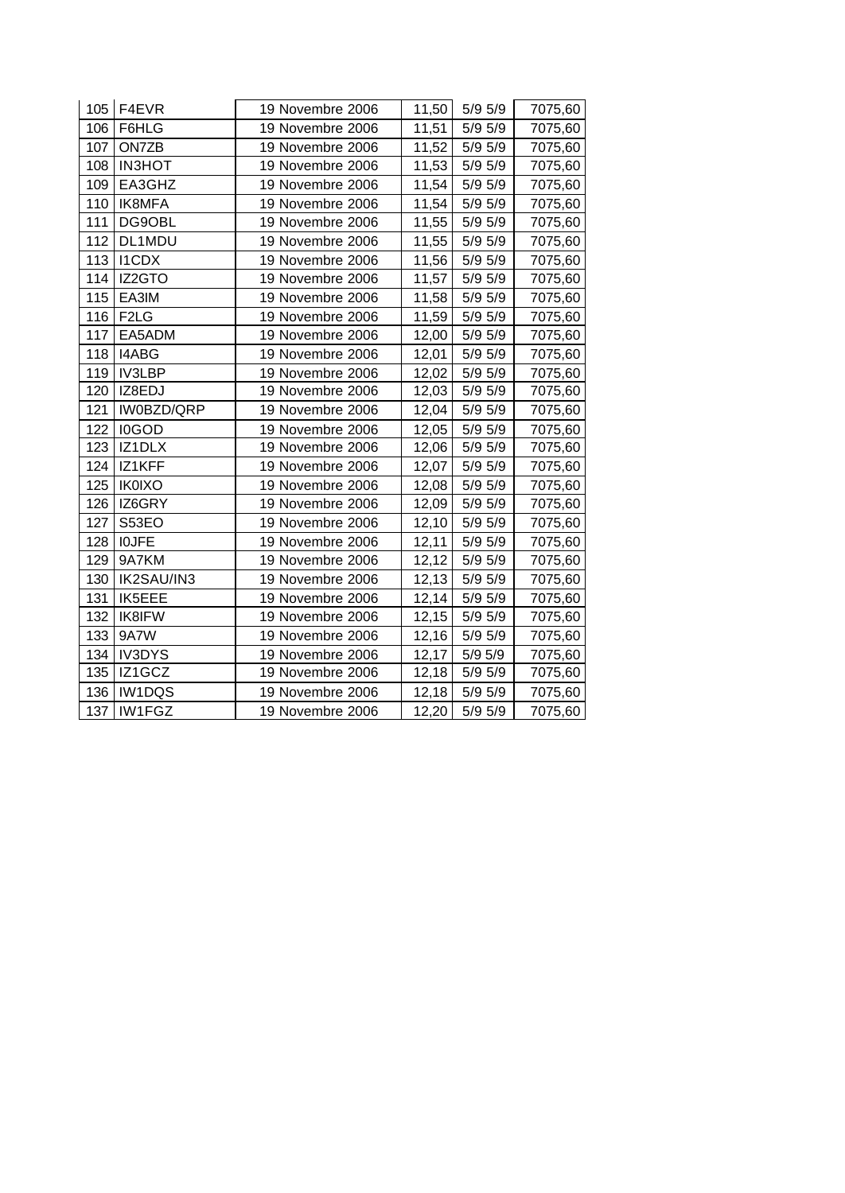| | | | | | |
|---|---|---|---|---|---|
| 105 | F4EVR | 19 Novembre 2006 | 11,50 | 5/9 5/9 | 7075,60 |
| 106 | F6HLG | 19 Novembre 2006 | 11,51 | 5/9 5/9 | 7075,60 |
| 107 | ON7ZB | 19 Novembre 2006 | 11,52 | 5/9 5/9 | 7075,60 |
| 108 | IN3HOT | 19 Novembre 2006 | 11,53 | 5/9 5/9 | 7075,60 |
| 109 | EA3GHZ | 19 Novembre 2006 | 11,54 | 5/9 5/9 | 7075,60 |
| 110 | IK8MFA | 19 Novembre 2006 | 11,54 | 5/9 5/9 | 7075,60 |
| 111 | DG9OBL | 19 Novembre 2006 | 11,55 | 5/9 5/9 | 7075,60 |
| 112 | DL1MDU | 19 Novembre 2006 | 11,55 | 5/9 5/9 | 7075,60 |
| 113 | I1CDX | 19 Novembre 2006 | 11,56 | 5/9 5/9 | 7075,60 |
| 114 | IZ2GTO | 19 Novembre 2006 | 11,57 | 5/9 5/9 | 7075,60 |
| 115 | EA3IM | 19 Novembre 2006 | 11,58 | 5/9 5/9 | 7075,60 |
| 116 | F2LG | 19 Novembre 2006 | 11,59 | 5/9 5/9 | 7075,60 |
| 117 | EA5ADM | 19 Novembre 2006 | 12,00 | 5/9 5/9 | 7075,60 |
| 118 | I4ABG | 19 Novembre 2006 | 12,01 | 5/9 5/9 | 7075,60 |
| 119 | IV3LBP | 19 Novembre 2006 | 12,02 | 5/9 5/9 | 7075,60 |
| 120 | IZ8EDJ | 19 Novembre 2006 | 12,03 | 5/9 5/9 | 7075,60 |
| 121 | IW0BZD/QRP | 19 Novembre 2006 | 12,04 | 5/9 5/9 | 7075,60 |
| 122 | I0GOD | 19 Novembre 2006 | 12,05 | 5/9 5/9 | 7075,60 |
| 123 | IZ1DLX | 19 Novembre 2006 | 12,06 | 5/9 5/9 | 7075,60 |
| 124 | IZ1KFF | 19 Novembre 2006 | 12,07 | 5/9 5/9 | 7075,60 |
| 125 | IK0IXO | 19 Novembre 2006 | 12,08 | 5/9 5/9 | 7075,60 |
| 126 | IZ6GRY | 19 Novembre 2006 | 12,09 | 5/9 5/9 | 7075,60 |
| 127 | S53EO | 19 Novembre 2006 | 12,10 | 5/9 5/9 | 7075,60 |
| 128 | I0JFE | 19 Novembre 2006 | 12,11 | 5/9 5/9 | 7075,60 |
| 129 | 9A7KM | 19 Novembre 2006 | 12,12 | 5/9 5/9 | 7075,60 |
| 130 | IK2SAU/IN3 | 19 Novembre 2006 | 12,13 | 5/9 5/9 | 7075,60 |
| 131 | IK5EEE | 19 Novembre 2006 | 12,14 | 5/9 5/9 | 7075,60 |
| 132 | IK8IFW | 19 Novembre 2006 | 12,15 | 5/9 5/9 | 7075,60 |
| 133 | 9A7W | 19 Novembre 2006 | 12,16 | 5/9 5/9 | 7075,60 |
| 134 | IV3DYS | 19 Novembre 2006 | 12,17 | 5/9 5/9 | 7075,60 |
| 135 | IZ1GCZ | 19 Novembre 2006 | 12,18 | 5/9 5/9 | 7075,60 |
| 136 | IW1DQS | 19 Novembre 2006 | 12,18 | 5/9 5/9 | 7075,60 |
| 137 | IW1FGZ | 19 Novembre 2006 | 12,20 | 5/9 5/9 | 7075,60 |